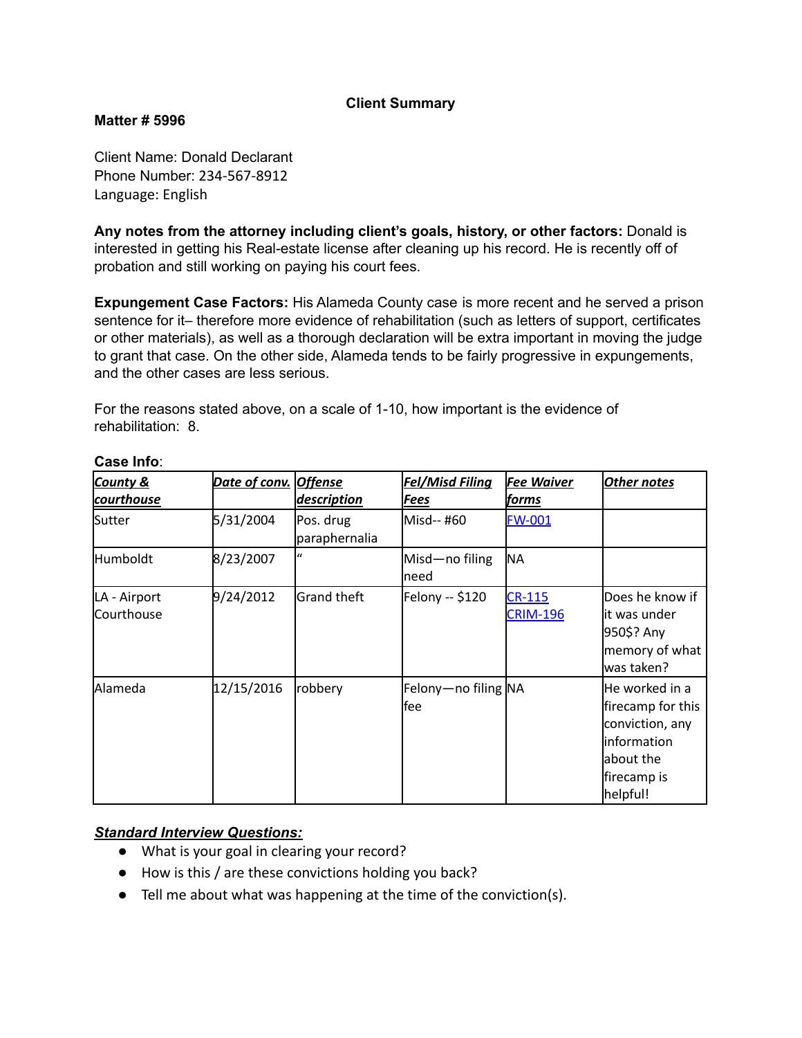**Client Summary**

**Matter # 5996**

Client Name: Donald Declarant
Phone Number: 234-567-8912
Language: English

**Any notes from the attorney including client's goals, history, or other factors:** Donald is interested in getting his Real-estate license after cleaning up his record. He is recently off of probation and still working on paying his court fees.

**Expungement Case Factors:** His Alameda County case is more recent and he served a prison sentence for it– therefore more evidence of rehabilitation (such as letters of support, certificates or other materials), as well as a thorough declaration will be extra important in moving the judge to grant that case. On the other side, Alameda tends to be fairly progressive in expungements, and the other cases are less serious.

For the reasons stated above, on a scale of 1-10, how important is the evidence of rehabilitation: 8.

**Case Info**:

| ***County & courthouse*** | ***Date of conv.*** | ***Offense description*** | ***Fel/Misd Filing Fees*** | ***Fee Waiver forms*** | ***Other notes*** |
|---|---|---|---|---|---|
| Sutter | 5/31/2004 | Pos. drug paraphernalia | Misd-- #60 | FW-001 | |
| Humboldt | 8/23/2007 | " | Misd—no filing need | NA | |
| LA - Airport Courthouse | 9/24/2012 | Grand theft | Felony -- $120 | CR-115 CRIM-196 | Does he know if it was under 950$? Any memory of what was taken? |
| Alameda | 12/15/2016 | robbery | Felony—no filing fee | NA | He worked in a firecamp for this conviction, any information about the firecamp is helpful! |

***Standard Interview Questions:***

- What is your goal in clearing your record?
- How is this / are these convictions holding you back?
- Tell me about what was happening at the time of the conviction(s).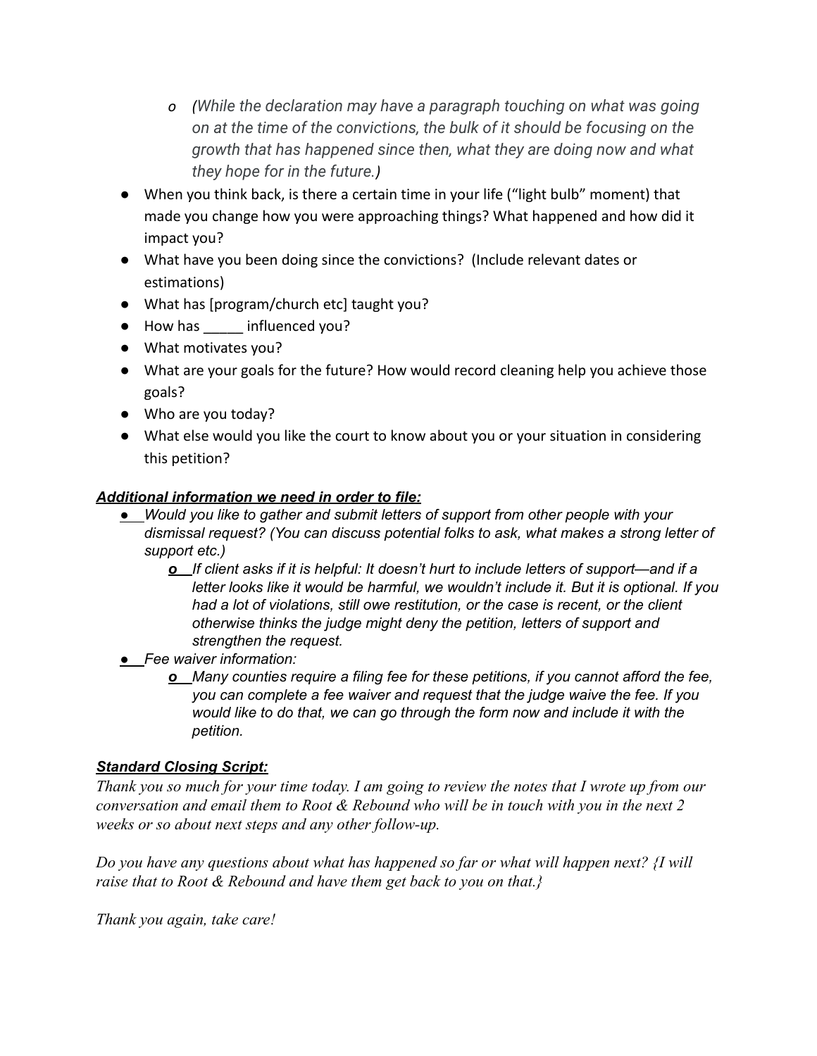- *(While the declaration may have a paragraph touching on what was going on at the time of the convictions, the bulk of it should be focusing on the growth that has happened since then, what they are doing now and what they hope for in the future.)*
- When you think back, is there a certain time in your life ("light bulb" moment) that made you change how you were approaching things? What happened and how did it impact you?
- What have you been doing since the convictions? (Include relevant dates or estimations)
- What has [program/church etc] taught you?
- How has _____ influenced you?
- What motivates you?
- What are your goals for the future? How would record cleaning help you achieve those goals?
- Who are you today?
- What else would you like the court to know about you or your situation in considering this petition?

***Additional information we need in order to file:***

- *Would you like to gather and submit letters of support from other people with your dismissal request? (You can discuss potential folks to ask, what makes a strong letter of support etc.)*
   - *If client asks if it is helpful: It doesn't hurt to include letters of support—and if a letter looks like it would be harmful, we wouldn't include it. But it is optional. If you had a lot of violations, still owe restitution, or the case is recent, or the client otherwise thinks the judge might deny the petition, letters of support and strengthen the request.*
- *Fee waiver information:*
   - *Many counties require a filing fee for these petitions, if you cannot afford the fee, you can complete a fee waiver and request that the judge waive the fee. If you would like to do that, we can go through the form now and include it with the petition.*

***Standard Closing Script:***

*Thank you so much for your time today. I am going to review the notes that I wrote up from our conversation and email them to Root & Rebound who will be in touch with you in the next 2 weeks or so about next steps and any other follow-up.*

*Do you have any questions about what has happened so far or what will happen next? {I will raise that to Root & Rebound and have them get back to you on that.}*

*Thank you again, take care!*